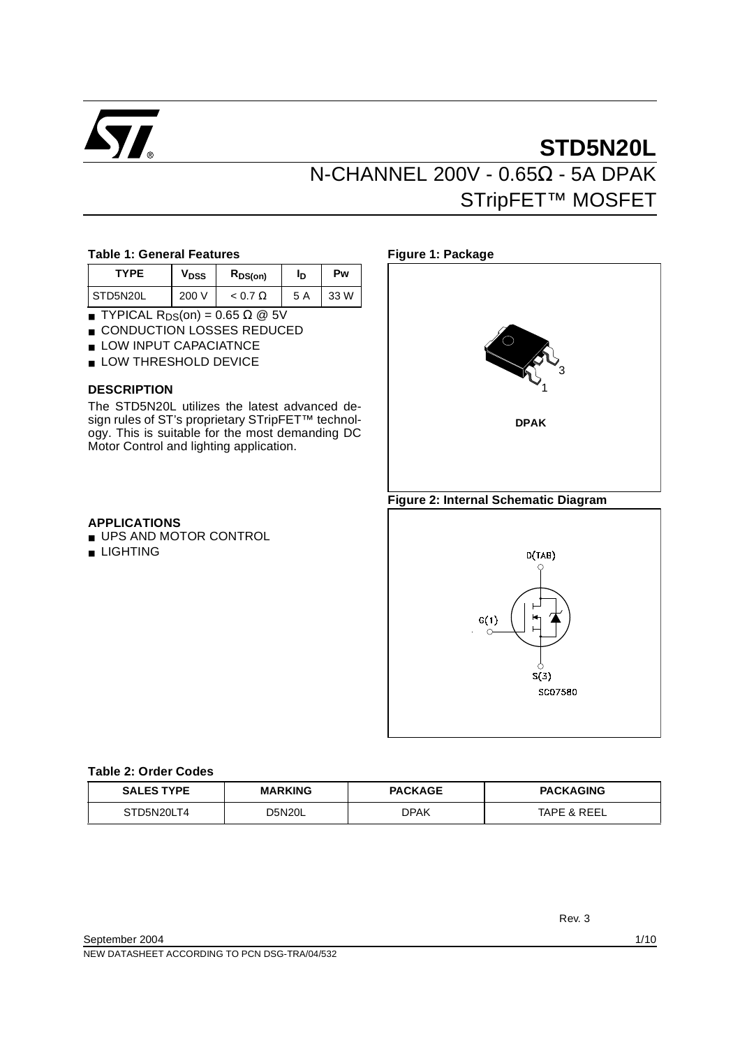# STD5N20L

## N-CHANNEL 200V - 0.65Ω - 5A DPAK STripFET™ MOSFET

**Table 1: General Features**

| TYPE | $V_{DSS}$ | $R_{DS(on)}$ | $I_D$ | Pw |
|---|---|---|---|---|
| STD5N20L | 200 V | < 0.7 Ω | 5 A | 33 W |

- TYPICAL $R_{DS}$(on) = 0.65 Ω @ 5V
- CONDUCTION LOSSES REDUCED
- LOW INPUT CAPACIATNCE
- LOW THRESHOLD DEVICE

### DESCRIPTION

The STD5N20L utilizes the latest advanced design rules of ST's proprietary STripFET™ technology. This is suitable for the most demanding DC Motor Control and lighting application.

### APPLICATIONS

- UPS AND MOTOR CONTROL
- LIGHTING

**Figure 1: Package**

DPAK

**Figure 2: Internal Schematic Diagram**

D(TAB)

G(1)

S(3)

SC07580

**Table 2: Order Codes**

| SALES TYPE | MARKING | PACKAGE | PACKAGING |
|---|---|---|---|
| STD5N20LT4 | D5N20L | DPAK | TAPE & REEL |

Rev. 3

September 2004

NEW DATASHEET ACCORDING TO PCN DSG-TRA/04/532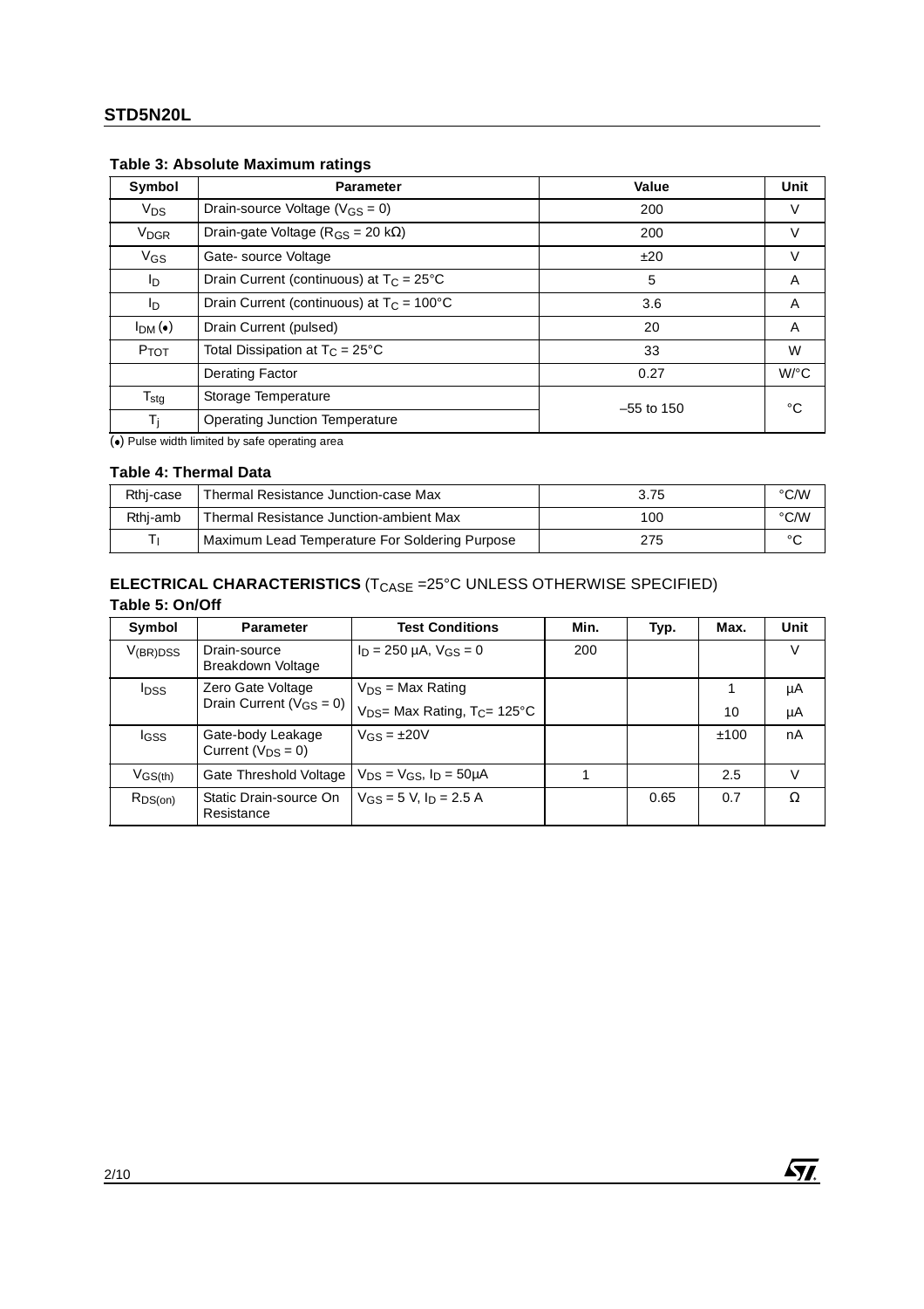### Table 3: Absolute Maximum ratings

| Symbol | Parameter | Value | Unit |
|---|---|---|---|
| $V_{DS}$ | Drain-source Voltage ($V_{GS}$ = 0) | 200 | V |
| $V_{DGR}$ | Drain-gate Voltage ($R_{GS}$ = 20 kΩ) | 200 | V |
| $V_{GS}$ | Gate- source Voltage | ±20 | V |
| $I_D$ | Drain Current (continuous) at $T_C$ = 25°C | 5 | A |
| $I_D$ | Drain Current (continuous) at $T_C$ = 100°C | 3.6 | A |
| $I_{DM}$ (•) | Drain Current (pulsed) | 20 | A |
| $P_{TOT}$ | Total Dissipation at $T_C$ = 25°C | 33 | W |
| | Derating Factor | 0.27 | W/°C |
| $T_{stg}$ | Storage Temperature | –55 to 150 | °C |
| $T_j$ | Operating Junction Temperature | | |

(•) Pulse width limited by safe operating area

### Table 4: Thermal Data

| | | | |
|---|---|---|---|
| Rthj-case | Thermal Resistance Junction-case Max | 3.75 | °C/W |
| Rthj-amb | Thermal Resistance Junction-ambient Max | 100 | °C/W |
| $T_l$ | Maximum Lead Temperature For Soldering Purpose | 275 | °C |

### ELECTRICAL CHARACTERISTICS ($T_{CASE}$ =25°C UNLESS OTHERWISE SPECIFIED)

### Table 5: On/Off

| Symbol | Parameter | Test Conditions | Min. | Typ. | Max. | Unit |
|---|---|---|---|---|---|---|
| $V_{(BR)DSS}$ | Drain-source Breakdown Voltage | $I_D$ = 250 µA, $V_{GS}$ = 0 | 200 | | | V |
| $I_{DSS}$ | Zero Gate Voltage Drain Current ($V_{GS}$ = 0) | $V_{DS}$ = Max Rating | | | 1 | µA |
| | | $V_{DS}$= Max Rating, $T_C$= 125°C | | | 10 | µA |
| $I_{GSS}$ | Gate-body Leakage Current ($V_{DS}$ = 0) | $V_{GS}$ = ±20V | | | ±100 | nA |
| $V_{GS(th)}$ | Gate Threshold Voltage | $V_{DS}$ = $V_{GS}$, $I_D$ = 50µA | 1 | | 2.5 | V |
| $R_{DS(on)}$ | Static Drain-source On Resistance | $V_{GS}$ = 5 V, $I_D$ = 2.5 A | | 0.65 | 0.7 | Ω |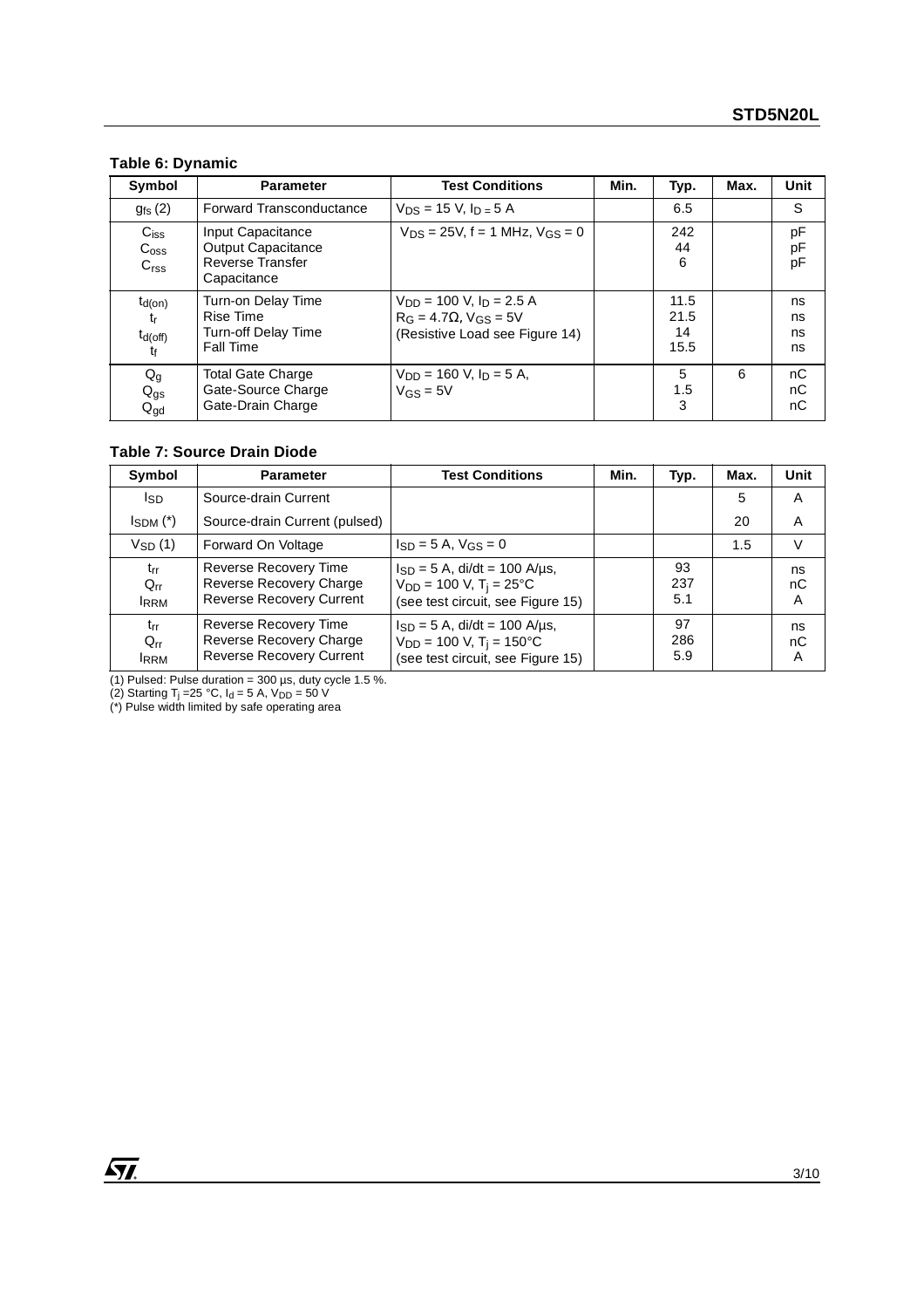**Table 6: Dynamic**

| Symbol | Parameter | Test Conditions | Min. | Typ. | Max. | Unit |
|---|---|---|---|---|---|---|
| $g_{fs}$ (2) | Forward Transconductance | $V_{DS}$ = 15 V, $I_D$ = 5 A | | 6.5 | | S |
| $C_{iss}$<br>$C_{oss}$<br>$C_{rss}$ | Input Capacitance<br>Output Capacitance<br>Reverse Transfer Capacitance | $V_{DS}$ = 25V, f = 1 MHz, $V_{GS}$ = 0 | | 242<br>44<br>6 | | pF<br>pF<br>pF |
| $t_{d(on)}$<br>$t_r$<br>$t_{d(off)}$<br>$t_f$ | Turn-on Delay Time<br>Rise Time<br>Turn-off Delay Time<br>Fall Time | $V_{DD}$ = 100 V, $I_D$ = 2.5 A<br>$R_G$ = 4.7Ω, $V_{GS}$ = 5V<br>(Resistive Load see Figure 14) | | 11.5<br>21.5<br>14<br>15.5 | | ns<br>ns<br>ns<br>ns |
| $Q_g$<br>$Q_{gs}$<br>$Q_{gd}$ | Total Gate Charge<br>Gate-Source Charge<br>Gate-Drain Charge | $V_{DD}$ = 160 V, $I_D$ = 5 A,<br>$V_{GS}$ = 5V | | 5<br>1.5<br>3 | 6 | nC<br>nC<br>nC |

**Table 7: Source Drain Diode**

| Symbol | Parameter | Test Conditions | Min. | Typ. | Max. | Unit |
|---|---|---|---|---|---|---|
| $I_{SD}$ | Source-drain Current | | | | 5 | A |
| $I_{SDM}$ (*) | Source-drain Current (pulsed) | | | | 20 | A |
| $V_{SD}$ (1) | Forward On Voltage | $I_{SD}$ = 5 A, $V_{GS}$ = 0 | | | 1.5 | V |
| $t_{rr}$<br>$Q_{rr}$<br>$I_{RRM}$ | Reverse Recovery Time<br>Reverse Recovery Charge<br>Reverse Recovery Current | $I_{SD}$ = 5 A, di/dt = 100 A/µs,<br>$V_{DD}$ = 100 V, $T_j$ = 25°C<br>(see test circuit, see Figure 15) | | 93<br>237<br>5.1 | | ns<br>nC<br>A |
| $t_{rr}$<br>$Q_{rr}$<br>$I_{RRM}$ | Reverse Recovery Time<br>Reverse Recovery Charge<br>Reverse Recovery Current | $I_{SD}$ = 5 A, di/dt = 100 A/µs,<br>$V_{DD}$ = 100 V, $T_j$ = 150°C<br>(see test circuit, see Figure 15) | | 97<br>286<br>5.9 | | ns<br>nC<br>A |

(1) Pulsed: Pulse duration = 300 µs, duty cycle 1.5 %.
(2) Starting $T_j$ =25 °C, $I_d$ = 5 A, $V_{DD}$ = 50 V
(*) Pulse width limited by safe operating area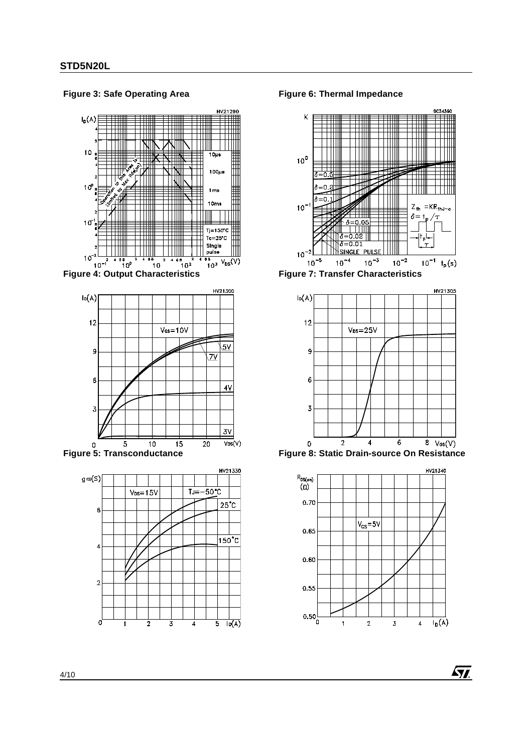**Figure 3: Safe Operating Area**

**Figure 6: Thermal Impedance**

**Figure 4: Output Characteristics**

**Figure 7: Transfer Characteristics**

**Figure 5: Transconductance**

**Figure 8: Static Drain-source On Resistance**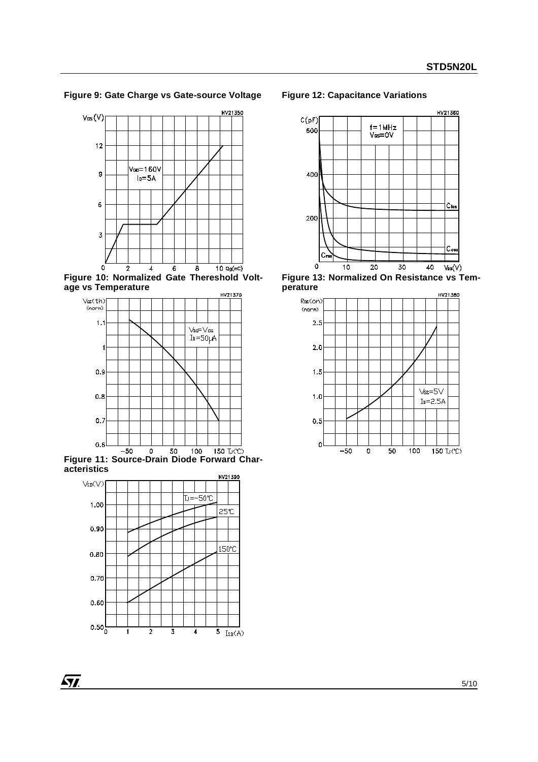**Figure 9: Gate Charge vs Gate-source Voltage**

**Figure 12: Capacitance Variations**

**Figure 10: Normalized Gate Thereshold Voltage vs Temperature**

**Figure 13: Normalized On Resistance vs Temperature**

**Figure 11: Source-Drain Diode Forward Characteristics**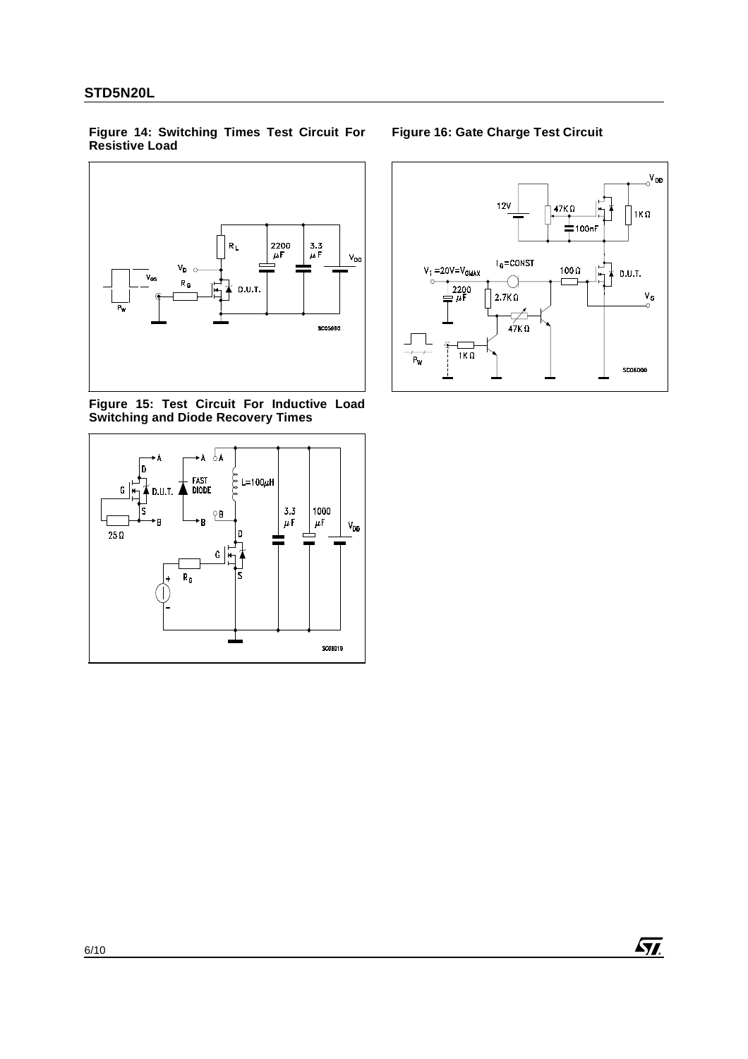**Figure 14: Switching Times Test Circuit For Resistive Load**

**Figure 15: Test Circuit For Inductive Load Switching and Diode Recovery Times**

**Figure 16: Gate Charge Test Circuit**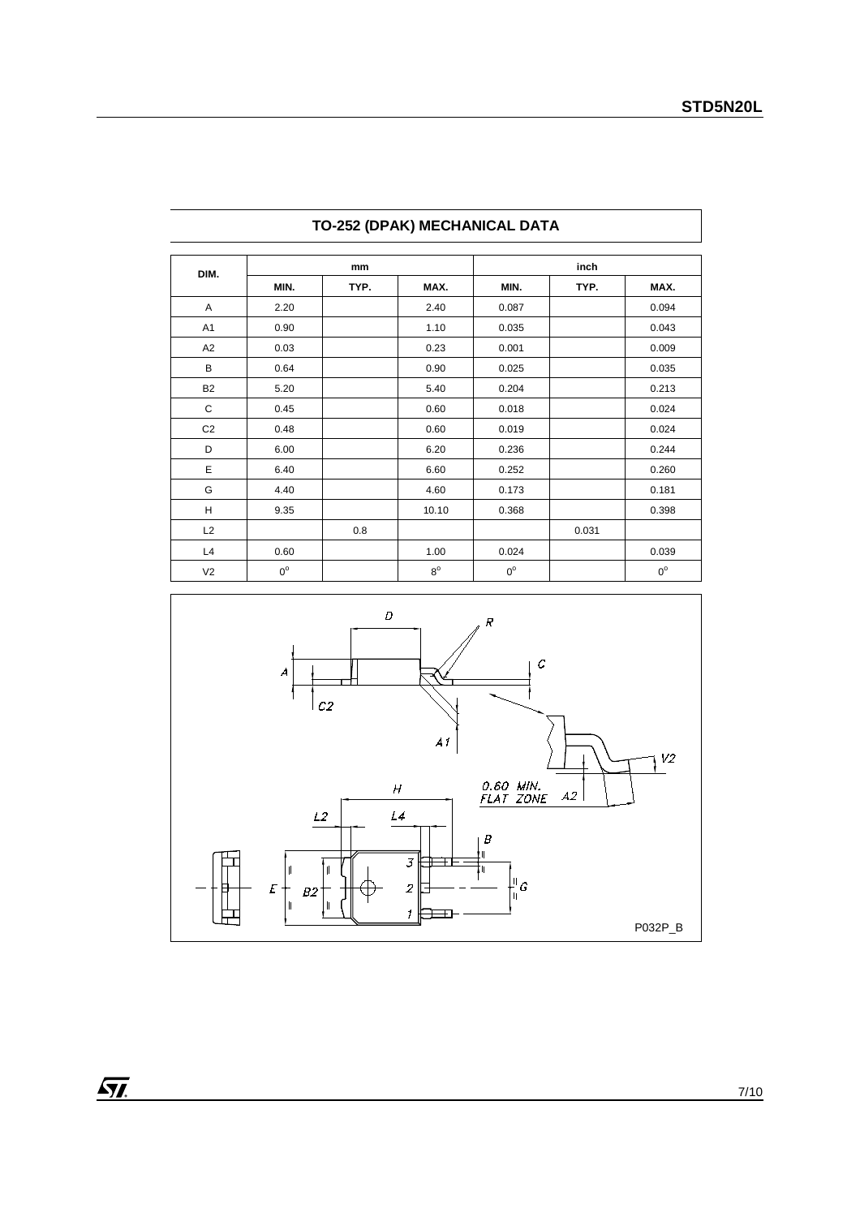## TO-252 (DPAK) MECHANICAL DATA

| DIM. | mm | | | inch | | |
|---|---|---|---|---|---|---|
| | MIN. | TYP. | MAX. | MIN. | TYP. | MAX. |
| A | 2.20 | | 2.40 | 0.087 | | 0.094 |
| A1 | 0.90 | | 1.10 | 0.035 | | 0.043 |
| A2 | 0.03 | | 0.23 | 0.001 | | 0.009 |
| B | 0.64 | | 0.90 | 0.025 | | 0.035 |
| B2 | 5.20 | | 5.40 | 0.204 | | 0.213 |
| C | 0.45 | | 0.60 | 0.018 | | 0.024 |
| C2 | 0.48 | | 0.60 | 0.019 | | 0.024 |
| D | 6.00 | | 6.20 | 0.236 | | 0.244 |
| E | 6.40 | | 6.60 | 0.252 | | 0.260 |
| G | 4.40 | | 4.60 | 0.173 | | 0.181 |
| H | 9.35 | | 10.10 | 0.368 | | 0.398 |
| L2 | | 0.8 | | | 0.031 | |
| L4 | 0.60 | | 1.00 | 0.024 | | 0.039 |
| V2 | $0^{o}$ | | $8^{o}$ | $0^{o}$ | | $0^{o}$ |

P032P_B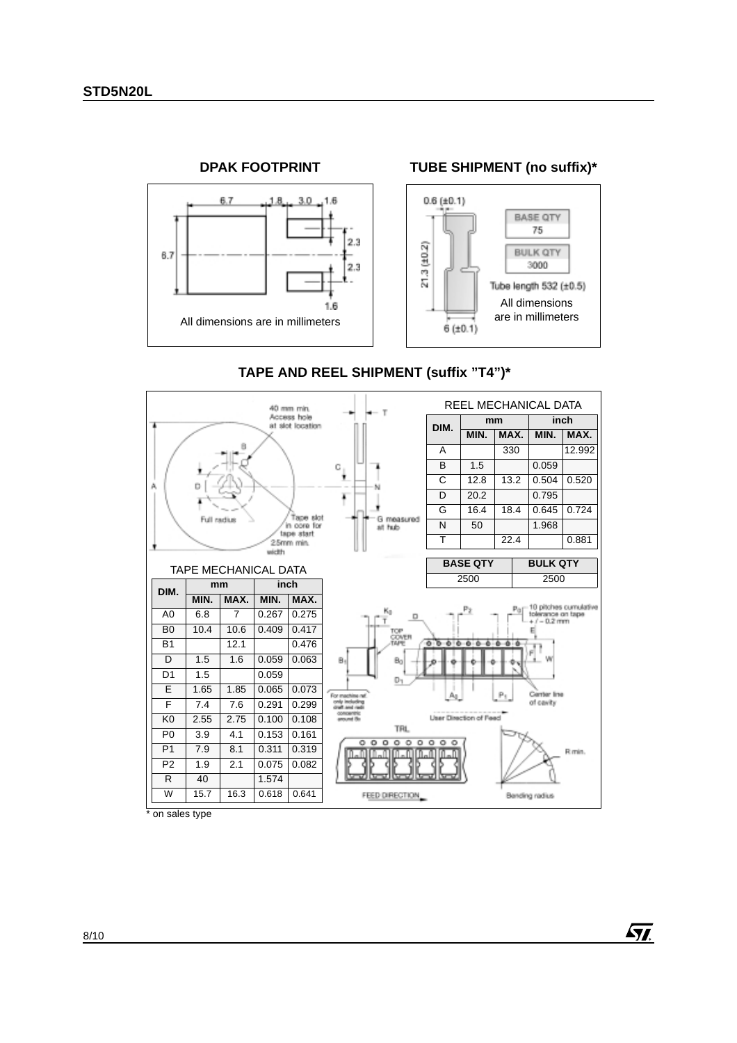## DPAK FOOTPRINT

All dimensions are in millimeters

## TUBE SHIPMENT (no suffix)*

| BASE QTY |
|---|
| 75 |

| BULK QTY |
|---|
| 3000 |

Tube length 532 (±0.5)

All dimensions are in millimeters

## TAPE AND REEL SHIPMENT (suffix "T4")*

REEL MECHANICAL DATA

| DIM. | mm | | inch | |
|---|---|---|---|---|
| | MIN. | MAX. | MIN. | MAX. |
| A | | 330 | | 12.992 |
| B | 1.5 | | 0.059 | |
| C | 12.8 | 13.2 | 0.504 | 0.520 |
| D | 20.2 | | 0.795 | |
| G | 16.4 | 18.4 | 0.645 | 0.724 |
| N | 50 | | 1.968 | |
| T | | 22.4 | | 0.881 |

| BASE QTY | BULK QTY |
|---|---|
| 2500 | 2500 |

TAPE MECHANICAL DATA

| DIM. | mm | | inch | |
|---|---|---|---|---|
| | MIN. | MAX. | MIN. | MAX. |
| A0 | 6.8 | 7 | 0.267 | 0.275 |
| B0 | 10.4 | 10.6 | 0.409 | 0.417 |
| B1 | | 12.1 | | 0.476 |
| D | 1.5 | 1.6 | 0.059 | 0.063 |
| D1 | 1.5 | | 0.059 | |
| E | 1.65 | 1.85 | 0.065 | 0.073 |
| F | 7.4 | 7.6 | 0.291 | 0.299 |
| K0 | 2.55 | 2.75 | 0.100 | 0.108 |
| P0 | 3.9 | 4.1 | 0.153 | 0.161 |
| P1 | 7.9 | 8.1 | 0.311 | 0.319 |
| P2 | 1.9 | 2.1 | 0.075 | 0.082 |
| R | 40 | | 1.574 | |
| W | 15.7 | 16.3 | 0.618 | 0.641 |

\* on sales type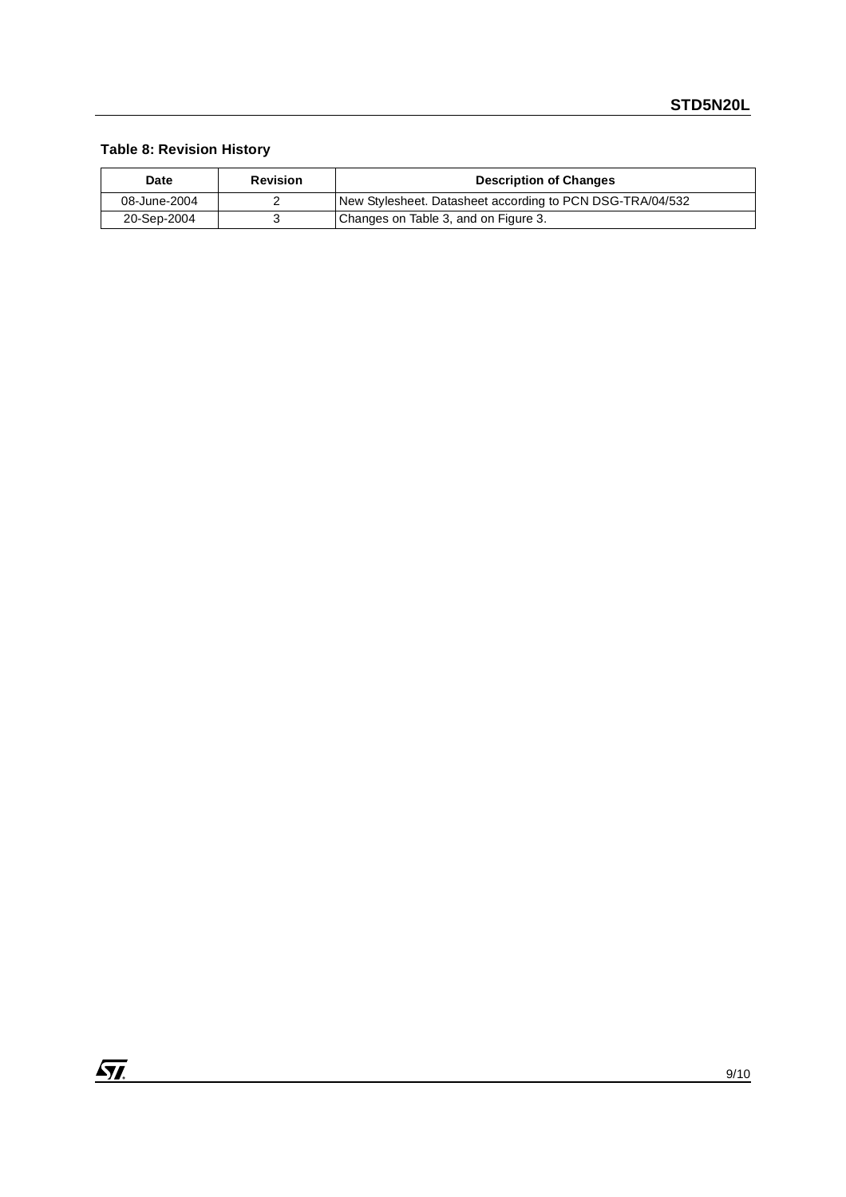**Table 8: Revision History**

| Date | Revision | Description of Changes |
|---|---|---|
| 08-June-2004 | 2 | New Stylesheet. Datasheet according to PCN DSG-TRA/04/532 |
| 20-Sep-2004 | 3 | Changes on Table 3, and on Figure 3. |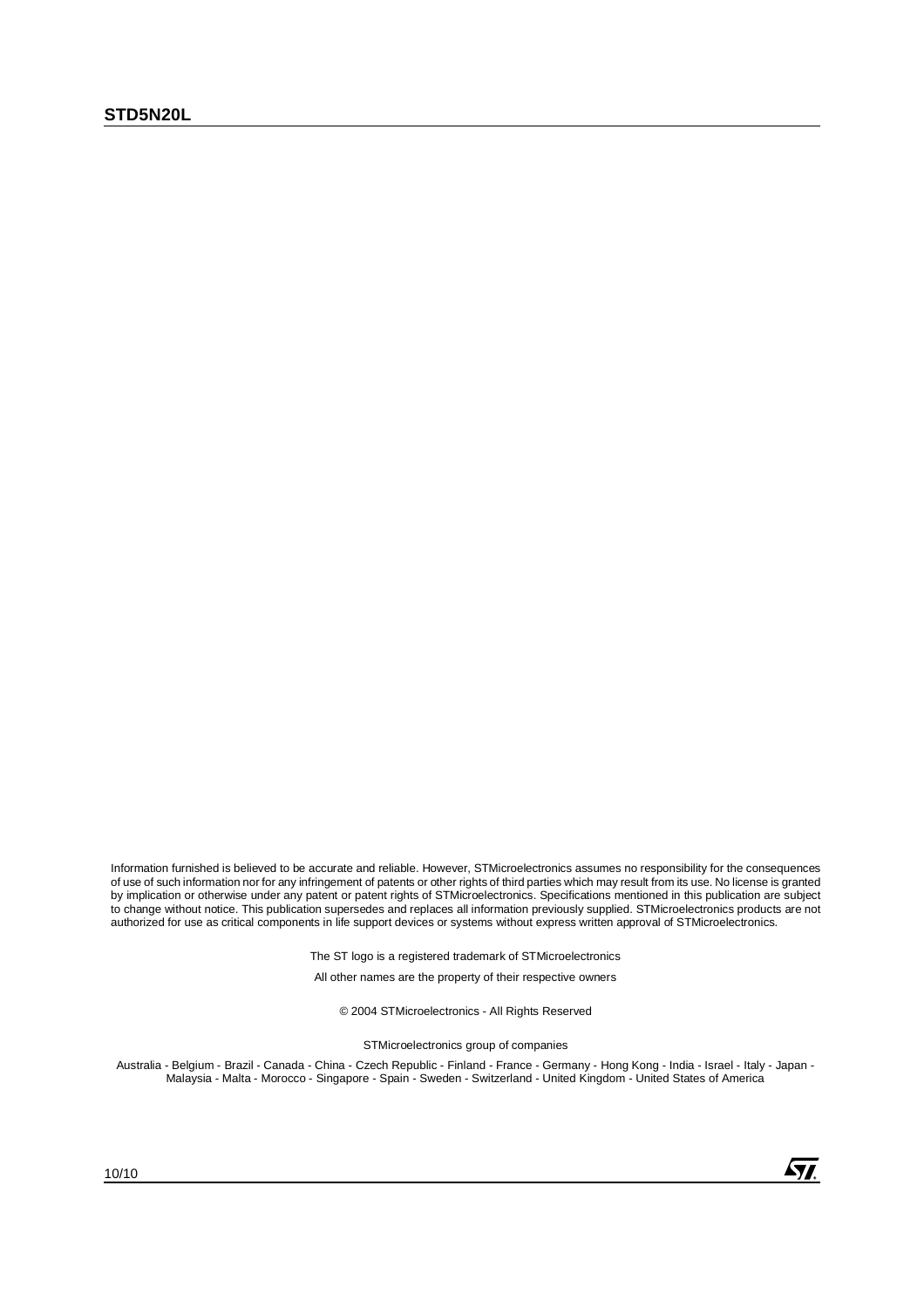Information furnished is believed to be accurate and reliable. However, STMicroelectronics assumes no responsibility for the consequences of use of such information nor for any infringement of patents or other rights of third parties which may result from its use. No license is granted by implication or otherwise under any patent or patent rights of STMicroelectronics. Specifications mentioned in this publication are subject to change without notice. This publication supersedes and replaces all information previously supplied. STMicroelectronics products are not authorized for use as critical components in life support devices or systems without express written approval of STMicroelectronics.

The ST logo is a registered trademark of STMicroelectronics

All other names are the property of their respective owners

© 2004 STMicroelectronics - All Rights Reserved

STMicroelectronics group of companies

Australia - Belgium - Brazil - Canada - China - Czech Republic - Finland - France - Germany - Hong Kong - India - Israel - Italy - Japan - Malaysia - Malta - Morocco - Singapore - Spain - Sweden - Switzerland - United Kingdom - United States of America